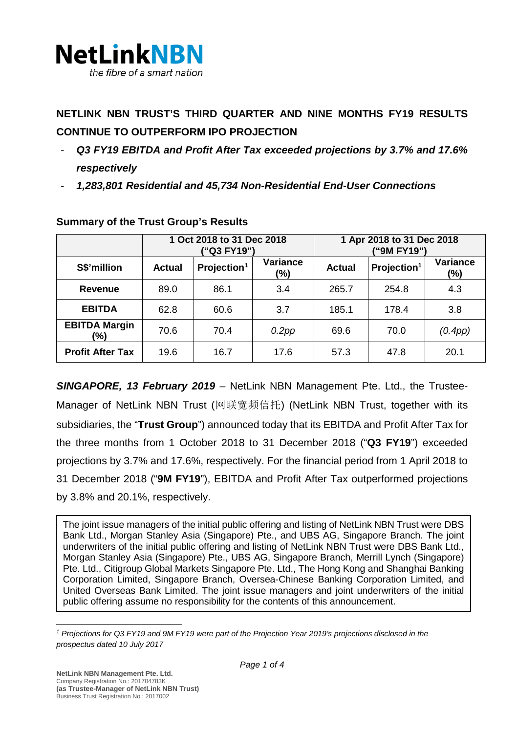**NetLinkNBN**
*the fibre of a smart nation*

## NETLINK NBN TRUST'S THIRD QUARTER AND NINE MONTHS FY19 RESULTS CONTINUE TO OUTPERFORM IPO PROJECTION

- ***Q3 FY19 EBITDA and Profit After Tax exceeded projections by 3.7% and 17.6% respectively***
- ***1,283,801 Residential and 45,734 Non-Residential End-User Connections***

### Summary of the Trust Group's Results

| | 1 Oct 2018 to 31 Dec 2018 ("Q3 FY19") | | | 1 Apr 2018 to 31 Dec 2018 ("9M FY19") | | |
|---|---|---|---|---|---|---|
| **S$'million** | **Actual** | **Projection[1]** | **Variance (%)** | **Actual** | **Projection[1]** | **Variance (%)** |
| **Revenue** | 89.0 | 86.1 | 3.4 | 265.7 | 254.8 | 4.3 |
| **EBITDA** | 62.8 | 60.6 | 3.7 | 185.1 | 178.4 | 3.8 |
| **EBITDA Margin (%)** | 70.6 | 70.4 | *0.2pp* | 69.6 | 70.0 | *(0.4pp)* |
| **Profit After Tax** | 19.6 | 16.7 | 17.6 | 57.3 | 47.8 | 20.1 |

***SINGAPORE, 13 February 2019*** – NetLink NBN Management Pte. Ltd., the Trustee-Manager of NetLink NBN Trust (网联宽频信托) (NetLink NBN Trust, together with its subsidiaries, the "**Trust Group**") announced today that its EBITDA and Profit After Tax for the three months from 1 October 2018 to 31 December 2018 ("**Q3 FY19**") exceeded projections by 3.7% and 17.6%, respectively. For the financial period from 1 April 2018 to 31 December 2018 ("**9M FY19**"), EBITDA and Profit After Tax outperformed projections by 3.8% and 20.1%, respectively.

The joint issue managers of the initial public offering and listing of NetLink NBN Trust were DBS Bank Ltd., Morgan Stanley Asia (Singapore) Pte., and UBS AG, Singapore Branch. The joint underwriters of the initial public offering and listing of NetLink NBN Trust were DBS Bank Ltd., Morgan Stanley Asia (Singapore) Pte., UBS AG, Singapore Branch, Merrill Lynch (Singapore) Pte. Ltd., Citigroup Global Markets Singapore Pte. Ltd., The Hong Kong and Shanghai Banking Corporation Limited, Singapore Branch, Oversea-Chinese Banking Corporation Limited, and United Overseas Bank Limited. The joint issue managers and joint underwriters of the initial public offering assume no responsibility for the contents of this announcement.

[1] *Projections for Q3 FY19 and 9M FY19 were part of the Projection Year 2019's projections disclosed in the prospectus dated 10 July 2017*

**NetLink NBN Management Pte. Ltd.**
Company Registration No.: 201704783K
**(as Trustee-Manager of NetLink NBN Trust)**
Business Trust Registration No.: 2017002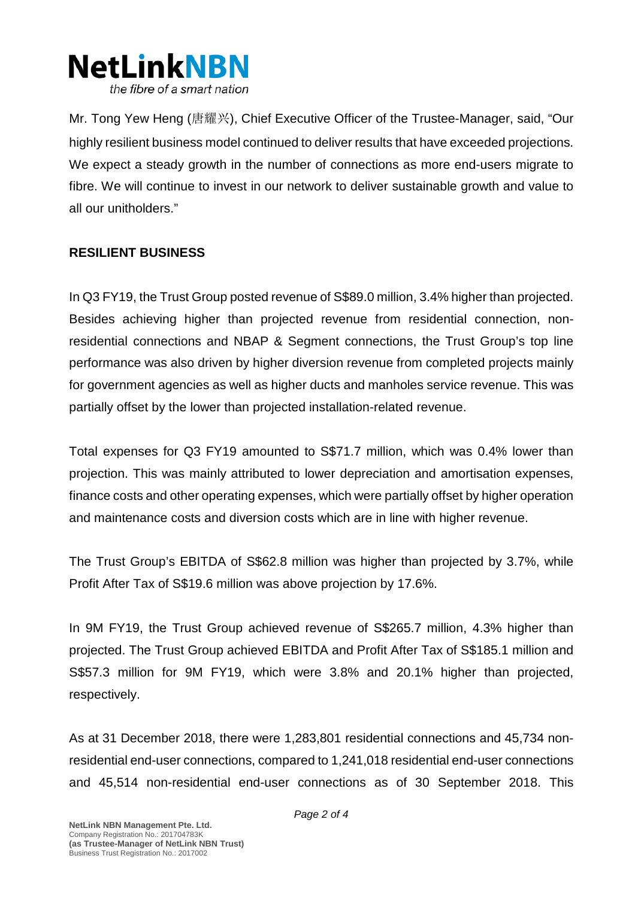Mr. Tong Yew Heng (唐耀兴), Chief Executive Officer of the Trustee-Manager, said, "Our highly resilient business model continued to deliver results that have exceeded projections. We expect a steady growth in the number of connections as more end-users migrate to fibre. We will continue to invest in our network to deliver sustainable growth and value to all our unitholders."

**RESILIENT BUSINESS**

In Q3 FY19, the Trust Group posted revenue of S$89.0 million, 3.4% higher than projected. Besides achieving higher than projected revenue from residential connection, non-residential connections and NBAP & Segment connections, the Trust Group's top line performance was also driven by higher diversion revenue from completed projects mainly for government agencies as well as higher ducts and manholes service revenue. This was partially offset by the lower than projected installation-related revenue.

Total expenses for Q3 FY19 amounted to S$71.7 million, which was 0.4% lower than projection. This was mainly attributed to lower depreciation and amortisation expenses, finance costs and other operating expenses, which were partially offset by higher operation and maintenance costs and diversion costs which are in line with higher revenue.

The Trust Group's EBITDA of S$62.8 million was higher than projected by 3.7%, while Profit After Tax of S$19.6 million was above projection by 17.6%.

In 9M FY19, the Trust Group achieved revenue of S$265.7 million, 4.3% higher than projected. The Trust Group achieved EBITDA and Profit After Tax of S$185.1 million and S$57.3 million for 9M FY19, which were 3.8% and 20.1% higher than projected, respectively.

As at 31 December 2018, there were 1,283,801 residential connections and 45,734 non-residential end-user connections, compared to 1,241,018 residential end-user connections and 45,514 non-residential end-user connections as of 30 September 2018. This

**NetLink NBN Management Pte. Ltd.**
Company Registration No.: 201704783K
**(as Trustee-Manager of NetLink NBN Trust)**
Business Trust Registration No.: 2017002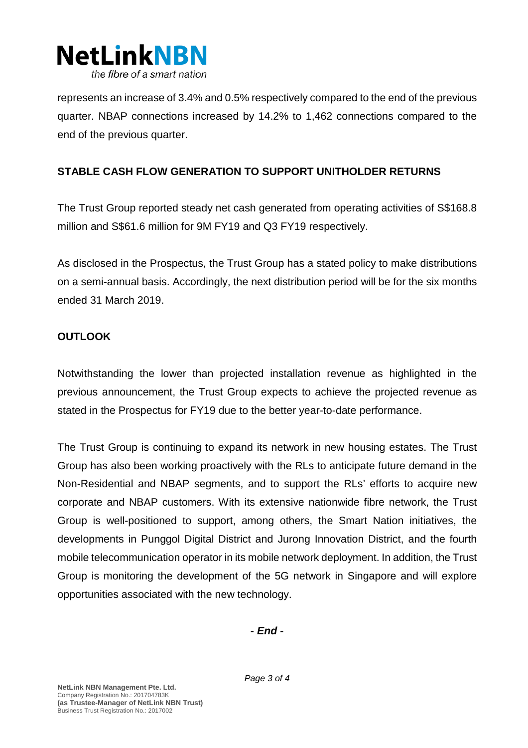represents an increase of 3.4% and 0.5% respectively compared to the end of the previous quarter. NBAP connections increased by 14.2% to 1,462 connections compared to the end of the previous quarter.

**STABLE CASH FLOW GENERATION TO SUPPORT UNITHOLDER RETURNS**

The Trust Group reported steady net cash generated from operating activities of S$168.8 million and S$61.6 million for 9M FY19 and Q3 FY19 respectively.

As disclosed in the Prospectus, the Trust Group has a stated policy to make distributions on a semi-annual basis. Accordingly, the next distribution period will be for the six months ended 31 March 2019.

**OUTLOOK**

Notwithstanding the lower than projected installation revenue as highlighted in the previous announcement, the Trust Group expects to achieve the projected revenue as stated in the Prospectus for FY19 due to the better year-to-date performance.

The Trust Group is continuing to expand its network in new housing estates. The Trust Group has also been working proactively with the RLs to anticipate future demand in the Non-Residential and NBAP segments, and to support the RLs' efforts to acquire new corporate and NBAP customers. With its extensive nationwide fibre network, the Trust Group is well-positioned to support, among others, the Smart Nation initiatives, the developments in Punggol Digital District and Jurong Innovation District, and the fourth mobile telecommunication operator in its mobile network deployment. In addition, the Trust Group is monitoring the development of the 5G network in Singapore and will explore opportunities associated with the new technology.

***- End -***

**NetLink NBN Management Pte. Ltd.**
Company Registration No.: 201704783K
**(as Trustee-Manager of NetLink NBN Trust)**
Business Trust Registration No.: 2017002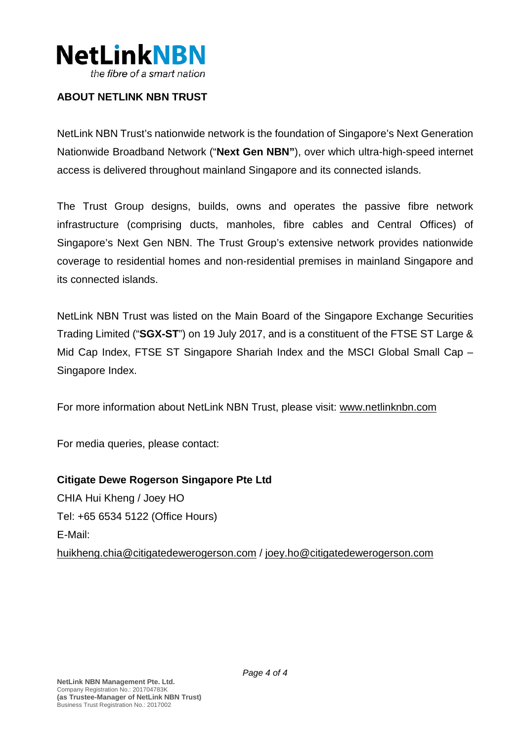NetLinkNBN

*the fibre of a smart nation*

## ABOUT NETLINK NBN TRUST

NetLink NBN Trust's nationwide network is the foundation of Singapore's Next Generation Nationwide Broadband Network ("**Next Gen NBN"**), over which ultra-high-speed internet access is delivered throughout mainland Singapore and its connected islands.

The Trust Group designs, builds, owns and operates the passive fibre network infrastructure (comprising ducts, manholes, fibre cables and Central Offices) of Singapore's Next Gen NBN. The Trust Group's extensive network provides nationwide coverage to residential homes and non-residential premises in mainland Singapore and its connected islands.

NetLink NBN Trust was listed on the Main Board of the Singapore Exchange Securities Trading Limited ("**SGX-ST**") on 19 July 2017, and is a constituent of the FTSE ST Large & Mid Cap Index, FTSE ST Singapore Shariah Index and the MSCI Global Small Cap – Singapore Index.

For more information about NetLink NBN Trust, please visit: www.netlinknbn.com

For media queries, please contact:

**Citigate Dewe Rogerson Singapore Pte Ltd**

CHIA Hui Kheng / Joey HO

Tel: +65 6534 5122 (Office Hours)

E-Mail:

huikheng.chia@citigatedewerogerson.com / joey.ho@citigatedewerogerson.com

**NetLink NBN Management Pte. Ltd.**
Company Registration No.: 201704783K
**(as Trustee-Manager of NetLink NBN Trust)**
Business Trust Registration No.: 2017002